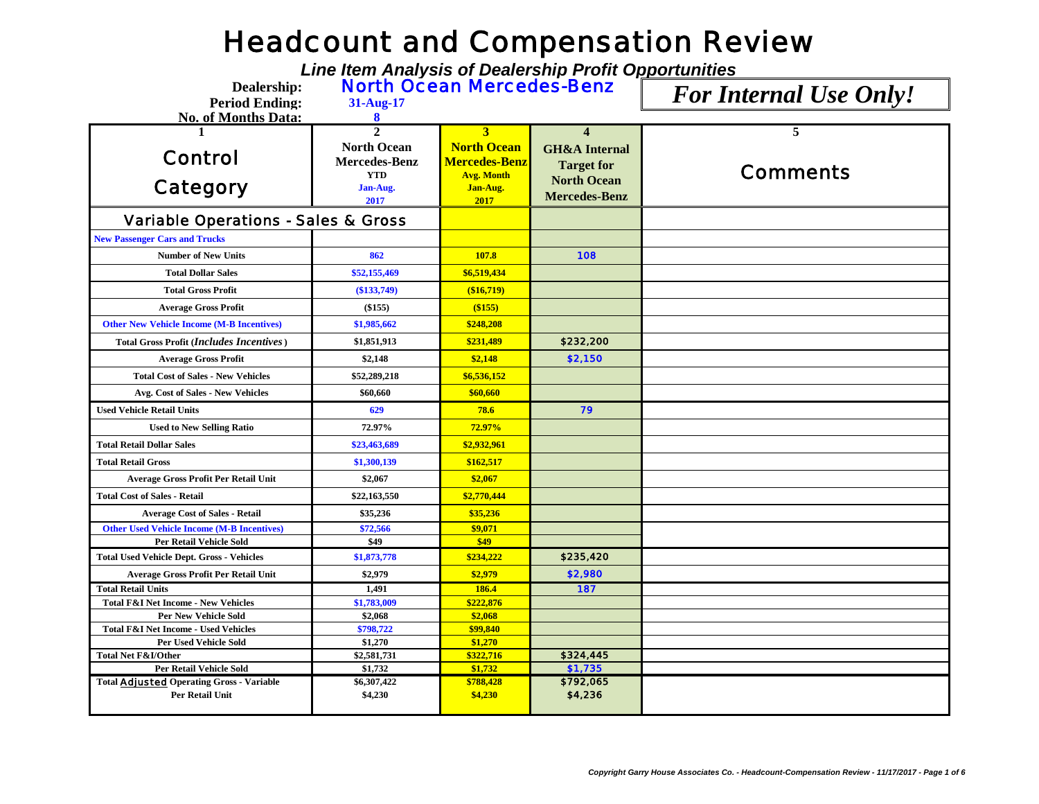# Headcount and Compensation Review

***Line Item Analysis of Dealership Profit Opportunities***

**Dealership:** North Ocean Mercedes-Benz

**Period Ending:** 31-Aug-17

**No. of Months Data:** 8

***For Internal Use Only!***

| 1<br>Control Category | 2<br>North Ocean Mercedes-Benz YTD Jan-Aug. 2017 | 3<br>North Ocean Mercedes-Benz Avg. Month Jan-Aug. 2017 | 4<br>GH&A Internal Target for North Ocean Mercedes-Benz | 5<br>Comments |
|---|---|---|---|---|
| **Variable Operations - Sales & Gross** | | | | |
| **New Passenger Cars and Trucks** | | | | |
| Number of New Units | 862 | 107.8 | 108 | |
| Total Dollar Sales | $52,155,469 | $6,519,434 | | |
| Total Gross Profit | ($133,749) | ($16,719) | | |
| Average Gross Profit | ($155) | ($155) | | |
| Other New Vehicle Income (M-B Incentives) | $1,985,662 | $248,208 | | |
| Total Gross Profit (*Includes Incentives*) | $1,851,913 | $231,489 | $232,200 | |
| Average Gross Profit | $2,148 | $2,148 | $2,150 | |
| Total Cost of Sales - New Vehicles | $52,289,218 | $6,536,152 | | |
| Avg. Cost of Sales - New Vehicles | $60,660 | $60,660 | | |
| Used Vehicle Retail Units | 629 | 78.6 | 79 | |
| Used to New Selling Ratio | 72.97% | 72.97% | | |
| Total Retail Dollar Sales | $23,463,689 | $2,932,961 | | |
| Total Retail Gross | $1,300,139 | $162,517 | | |
| Average Gross Profit Per Retail Unit | $2,067 | $2,067 | | |
| Total Cost of Sales - Retail | $22,163,550 | $2,770,444 | | |
| Average Cost of Sales - Retail | $35,236 | $35,236 | | |
| Other Used Vehicle Income (M-B Incentives) | $72,566 | $9,071 | | |
| Per Retail Vehicle Sold | $49 | $49 | | |
| Total Used Vehicle Dept. Gross - Vehicles | $1,873,778 | $234,222 | $235,420 | |
| Average Gross Profit Per Retail Unit | $2,979 | $2,979 | $2,980 | |
| Total Retail Units | 1,491 | 186.4 | 187 | |
| Total F&I Net Income - New Vehicles | $1,783,009 | $222,876 | | |
| Per New Vehicle Sold | $2,068 | $2,068 | | |
| Total F&I Net Income - Used Vehicles | $798,722 | $99,840 | | |
| Per Used Vehicle Sold | $1,270 | $1,270 | | |
| Total Net F&I/Other | $2,581,731 | $322,716 | $324,445 | |
| Per Retail Vehicle Sold | $1,732 | $1,732 | $1,735 | |
| Total Adjusted Operating Gross - Variable | $6,307,422 | $788,428 | $792,065 | |
| Per Retail Unit | $4,230 | $4,230 | $4,236 | |

*Copyright Garry House Associates Co. - Headcount-Compensation Review - 11/17/2017*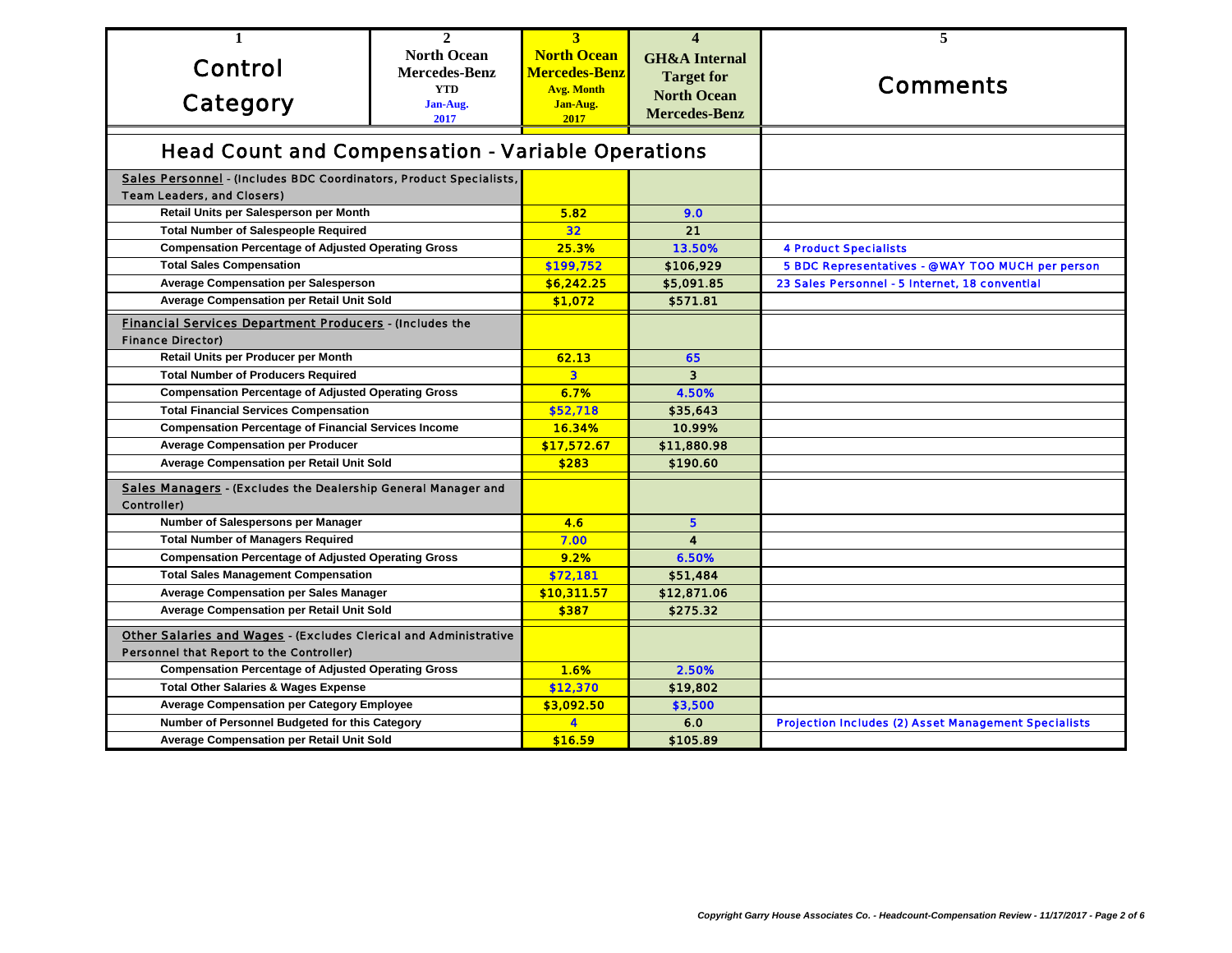| 1<br>Control Category | 2<br>North Ocean Mercedes-Benz YTD Jan-Aug. 2017 | 3<br>North Ocean Mercedes-Benz Avg. Month Jan-Aug. 2017 | 4<br>GH&A Internal Target for North Ocean Mercedes-Benz | 5<br>Comments |
|---|---|---|---|---|
| **Head Count and Compensation - Variable Operations** | | | | |
| Sales Personnel - (Includes BDC Coordinators, Product Specialists, Team Leaders, and Closers) | | | | |
| Retail Units per Salesperson per Month | | 5.82 | 9.0 | |
| Total Number of Salespeople Required | | 32 | 21 | |
| Compensation Percentage of Adjusted Operating Gross | | 25.3% | 13.50% | 4 Product Specialists |
| Total Sales Compensation | | $199,752 | $106,929 | 5 BDC Representatives - @WAY TOO MUCH per person |
| Average Compensation per Salesperson | | $6,242.25 | $5,091.85 | 23 Sales Personnel - 5 Internet, 18 convential |
| Average Compensation per Retail Unit Sold | | $1,072 | $571.81 | |
| Financial Services Department Producers - (Includes the Finance Director) | | | | |
| Retail Units per Producer per Month | | 62.13 | 65 | |
| Total Number of Producers Required | | 3 | 3 | |
| Compensation Percentage of Adjusted Operating Gross | | 6.7% | 4.50% | |
| Total Financial Services Compensation | | $52,718 | $35,643 | |
| Compensation Percentage of Financial Services Income | | 16.34% | 10.99% | |
| Average Compensation per Producer | | $17,572.67 | $11,880.98 | |
| Average Compensation per Retail Unit Sold | | $283 | $190.60 | |
| Sales Managers - (Excludes the Dealership General Manager and Controller) | | | | |
| Number of Salespersons per Manager | | 4.6 | 5 | |
| Total Number of Managers Required | | 7.00 | 4 | |
| Compensation Percentage of Adjusted Operating Gross | | 9.2% | 6.50% | |
| Total Sales Management Compensation | | $72,181 | $51,484 | |
| Average Compensation per Sales Manager | | $10,311.57 | $12,871.06 | |
| Average Compensation per Retail Unit Sold | | $387 | $275.32 | |
| Other Salaries and Wages - (Excludes Clerical and Administrative Personnel that Report to the Controller) | | | | |
| Compensation Percentage of Adjusted Operating Gross | | 1.6% | 2.50% | |
| Total Other Salaries & Wages Expense | | $12,370 | $19,802 | |
| Average Compensation per Category Employee | | $3,092.50 | $3,500 | |
| Number of Personnel Budgeted for this Category | | 4 | 6.0 | Projection Includes (2) Asset Management Specialists |
| Average Compensation per Retail Unit Sold | | $16.59 | $105.89 | |

*Copyright Garry House Associates Co. - Headcount-Compensation Review - 11/17/2017*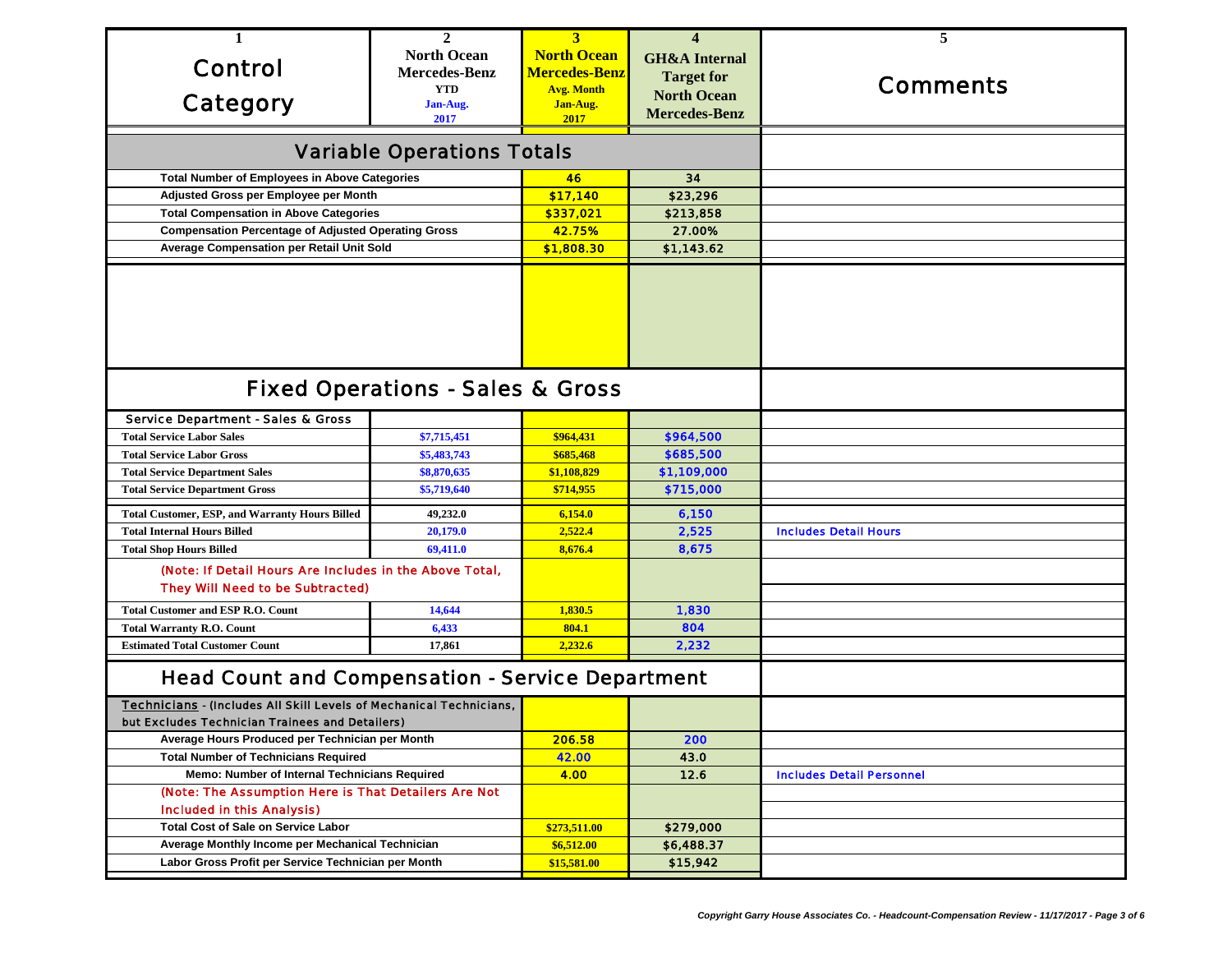| 1<br>Control Category | 2<br>North Ocean Mercedes-Benz YTD Jan-Aug. 2017 | 3<br>North Ocean Mercedes-Benz Avg. Month Jan-Aug. 2017 | 4<br>GH&A Internal Target for North Ocean Mercedes-Benz | 5<br>Comments |
|---|---|---|---|---|
| **Variable Operations Totals** | | | | |
| Total Number of Employees in Above Categories | | 46 | 34 | |
| Adjusted Gross per Employee per Month | | $17,140 | $23,296 | |
| Total Compensation in Above Categories | | $337,021 | $213,858 | |
| Compensation Percentage of Adjusted Operating Gross | | 42.75% | 27.00% | |
| Average Compensation per Retail Unit Sold | | $1,808.30 | $1,143.62 | |
| **Fixed Operations - Sales & Gross** | | | | |
| Service Department - Sales & Gross | | | | |
| Total Service Labor Sales | $7,715,451 | $964,431 | $964,500 | |
| Total Service Labor Gross | $5,483,743 | $685,468 | $685,500 | |
| Total Service Department Sales | $8,870,635 | $1,108,829 | $1,109,000 | |
| Total Service Department Gross | $5,719,640 | $714,955 | $715,000 | |
| Total Customer, ESP, and Warranty Hours Billed | 49,232.0 | 6,154.0 | 6,150 | |
| Total Internal Hours Billed | 20,179.0 | 2,522.4 | 2,525 | Includes Detail Hours |
| Total Shop Hours Billed | 69,411.0 | 8,676.4 | 8,675 | |
| (Note: If Detail Hours Are Includes in the Above Total, They Will Need to be Subtracted) | | | | |
| Total Customer and ESP R.O. Count | 14,644 | 1,830.5 | 1,830 | |
| Total Warranty R.O. Count | 6,433 | 804.1 | 804 | |
| Estimated Total Customer Count | 17,861 | 2,232.6 | 2,232 | |
| **Head Count and Compensation - Service Department** | | | | |
| Technicians - (Includes All Skill Levels of Mechanical Technicians, but Excludes Technician Trainees and Detailers) | | | | |
| Average Hours Produced per Technician per Month | | 206.58 | 200 | |
| Total Number of Technicians Required | | 42.00 | 43.0 | |
| Memo: Number of Internal Technicians Required | | 4.00 | 12.6 | Includes Detail Personnel |
| (Note: The Assumption Here is That Detailers Are Not Included in this Analysis) | | | | |
| Total Cost of Sale on Service Labor | | $273,511.00 | $279,000 | |
| Average Monthly Income per Mechanical Technician | | $6,512.00 | $6,488.37 | |
| Labor Gross Profit per Service Technician per Month | | $15,581.00 | $15,942 | |

*Copyright Garry House Associates Co. - Headcount-Compensation Review - 11/17/2017*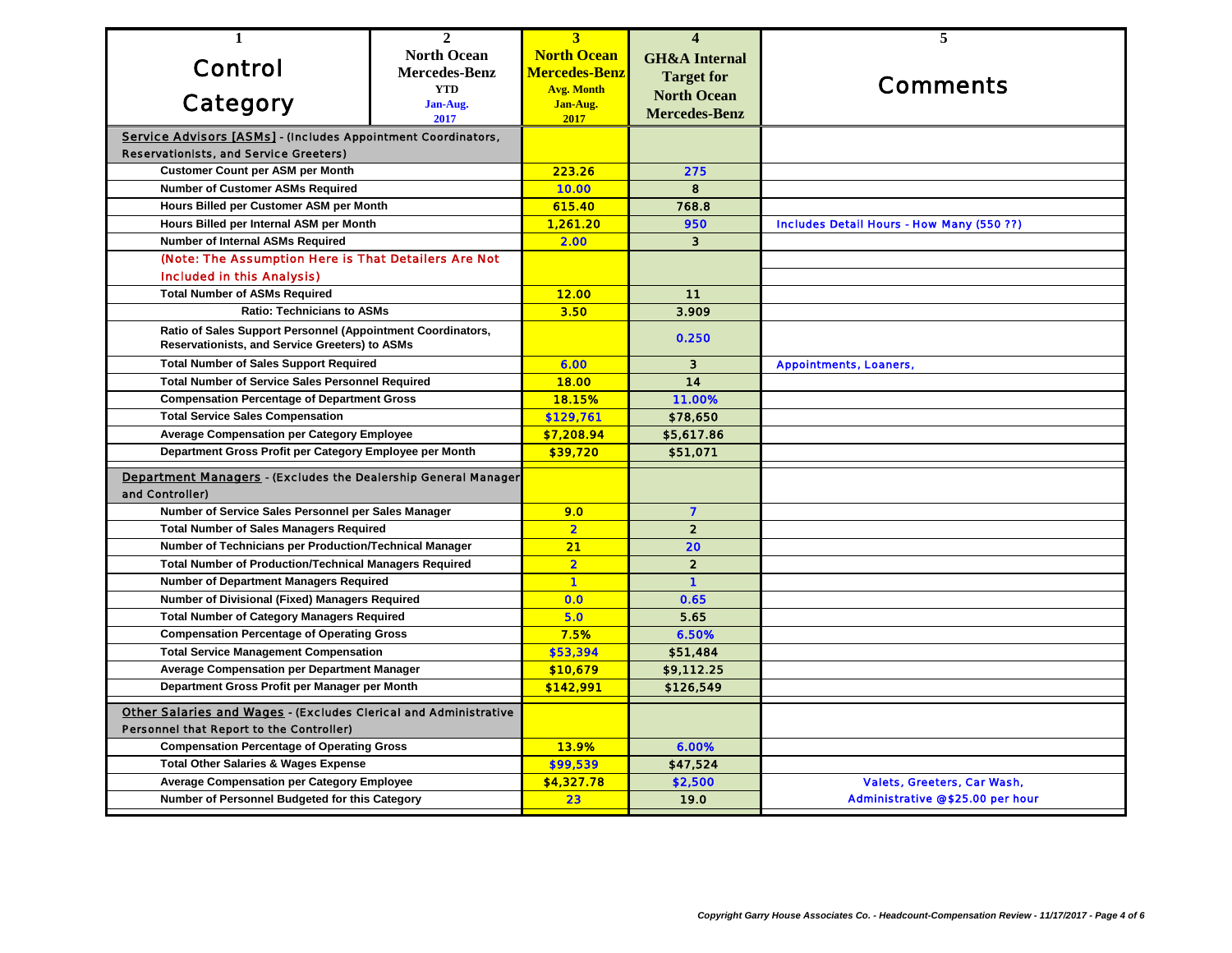| 1<br>Control Category | 2<br>North Ocean Mercedes-Benz YTD Jan-Aug. 2017 | 3<br>North Ocean Mercedes-Benz Avg. Month Jan-Aug. 2017 | 4<br>GH&A Internal Target for North Ocean Mercedes-Benz | 5<br>Comments |
|---|---|---|---|---|
| Service Advisors [ASMs] - (Includes Appointment Coordinators, Reservationists, and Service Greeters) | | | | |
| Customer Count per ASM per Month | | 223.26 | 275 | |
| Number of Customer ASMs Required | | 10.00 | 8 | |
| Hours Billed per Customer ASM per Month | | 615.40 | 768.8 | |
| Hours Billed per Internal ASM per Month | | 1,261.20 | 950 | Includes Detail Hours - How Many (550 ??) |
| Number of Internal ASMs Required | | 2.00 | 3 | |
| (Note: The Assumption Here is That Detailers Are Not Included in this Analysis) | | | | |
| Total Number of ASMs Required | | 12.00 | 11 | |
| Ratio: Technicians to ASMs | | 3.50 | 3.909 | |
| Ratio of Sales Support Personnel (Appointment Coordinators, Reservationists, and Service Greeters) to ASMs | | | 0.250 | |
| Total Number of Sales Support Required | | 6.00 | 3 | Appointments, Loaners, |
| Total Number of Service Sales Personnel Required | | 18.00 | 14 | |
| Compensation Percentage of Department Gross | | 18.15% | 11.00% | |
| Total Service Sales Compensation | | $129,761 | $78,650 | |
| Average Compensation per Category Employee | | $7,208.94 | $5,617.86 | |
| Department Gross Profit per Category Employee per Month | | $39,720 | $51,071 | |
| Department Managers - (Excludes the Dealership General Manager and Controller) | | | | |
| Number of Service Sales Personnel per Sales Manager | | 9.0 | 7 | |
| Total Number of Sales Managers Required | | 2 | 2 | |
| Number of Technicians per Production/Technical Manager | | 21 | 20 | |
| Total Number of Production/Technical Managers Required | | 2 | 2 | |
| Number of Department Managers Required | | 1 | 1 | |
| Number of Divisional (Fixed) Managers Required | | 0.0 | 0.65 | |
| Total Number of Category Managers Required | | 5.0 | 5.65 | |
| Compensation Percentage of Operating Gross | | 7.5% | 6.50% | |
| Total Service Management Compensation | | $53,394 | $51,484 | |
| Average Compensation per Department Manager | | $10,679 | $9,112.25 | |
| Department Gross Profit per Manager per Month | | $142,991 | $126,549 | |
| Other Salaries and Wages - (Excludes Clerical and Administrative Personnel that Report to the Controller) | | | | |
| Compensation Percentage of Operating Gross | | 13.9% | 6.00% | |
| Total Other Salaries & Wages Expense | | $99,539 | $47,524 | |
| Average Compensation per Category Employee | | $4,327.78 | $2,500 | Valets, Greeters, Car Wash, |
| Number of Personnel Budgeted for this Category | | 23 | 19.0 | Administrative @$25.00 per hour |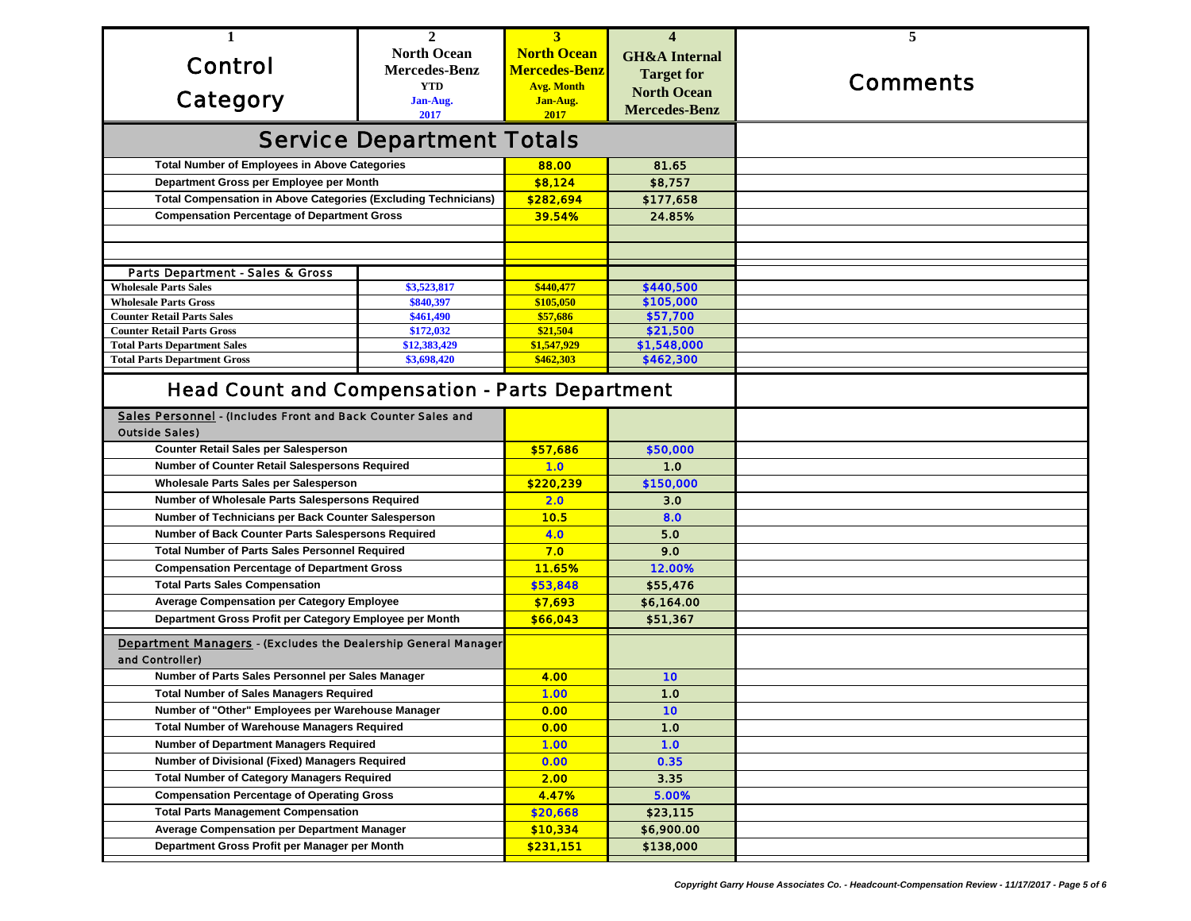| 1<br>Control Category | 2<br>North Ocean Mercedes-Benz YTD Jan-Aug. 2017 | 3<br>North Ocean Mercedes-Benz Avg. Month Jan-Aug. 2017 | 4<br>GH&A Internal Target for North Ocean Mercedes-Benz | 5<br>Comments |
|---|---|---|---|---|
| **Service Department Totals** | | | | |
| Total Number of Employees in Above Categories | | 88.00 | 81.65 | |
| Department Gross per Employee per Month | | $8,124 | $8,757 | |
| Total Compensation in Above Categories (Excluding Technicians) | | $282,694 | $177,658 | |
| Compensation Percentage of Department Gross | | 39.54% | 24.85% | |
| | | | | |
| | | | | |
| Parts Department - Sales & Gross | | | | |
| Wholesale Parts Sales | $3,523,817 | $440,477 | $440,500 | |
| Wholesale Parts Gross | $840,397 | $105,050 | $105,000 | |
| Counter Retail Parts Sales | $461,490 | $57,686 | $57,700 | |
| Counter Retail Parts Gross | $172,032 | $21,504 | $21,500 | |
| Total Parts Department Sales | $12,383,429 | $1,547,929 | $1,548,000 | |
| Total Parts Department Gross | $3,698,420 | $462,303 | $462,300 | |
| **Head Count and Compensation - Parts Department** | | | | |
| Sales Personnel - (Includes Front and Back Counter Sales and Outside Sales) | | | | |
| Counter Retail Sales per Salesperson | | $57,686 | $50,000 | |
| Number of Counter Retail Salespersons Required | | 1.0 | 1.0 | |
| Wholesale Parts Sales per Salesperson | | $220,239 | $150,000 | |
| Number of Wholesale Parts Salespersons Required | | 2.0 | 3.0 | |
| Number of Technicians per Back Counter Salesperson | | 10.5 | 8.0 | |
| Number of Back Counter Parts Salespersons Required | | 4.0 | 5.0 | |
| Total Number of Parts Sales Personnel Required | | 7.0 | 9.0 | |
| Compensation Percentage of Department Gross | | 11.65% | 12.00% | |
| Total Parts Sales Compensation | | $53,848 | $55,476 | |
| Average Compensation per Category Employee | | $7,693 | $6,164.00 | |
| Department Gross Profit per Category Employee per Month | | $66,043 | $51,367 | |
| Department Managers - (Excludes the Dealership General Manager and Controller) | | | | |
| Number of Parts Sales Personnel per Sales Manager | | 4.00 | 10 | |
| Total Number of Sales Managers Required | | 1.00 | 1.0 | |
| Number of "Other" Employees per Warehouse Manager | | 0.00 | 10 | |
| Total Number of Warehouse Managers Required | | 0.00 | 1.0 | |
| Number of Department Managers Required | | 1.00 | 1.0 | |
| Number of Divisional (Fixed) Managers Required | | 0.00 | 0.35 | |
| Total Number of Category Managers Required | | 2.00 | 3.35 | |
| Compensation Percentage of Operating Gross | | 4.47% | 5.00% | |
| Total Parts Management Compensation | | $20,668 | $23,115 | |
| Average Compensation per Department Manager | | $10,334 | $6,900.00 | |
| Department Gross Profit per Manager per Month | | $231,151 | $138,000 | |

*Copyright Garry House Associates Co. - Headcount-Compensation Review - 11/17/2017*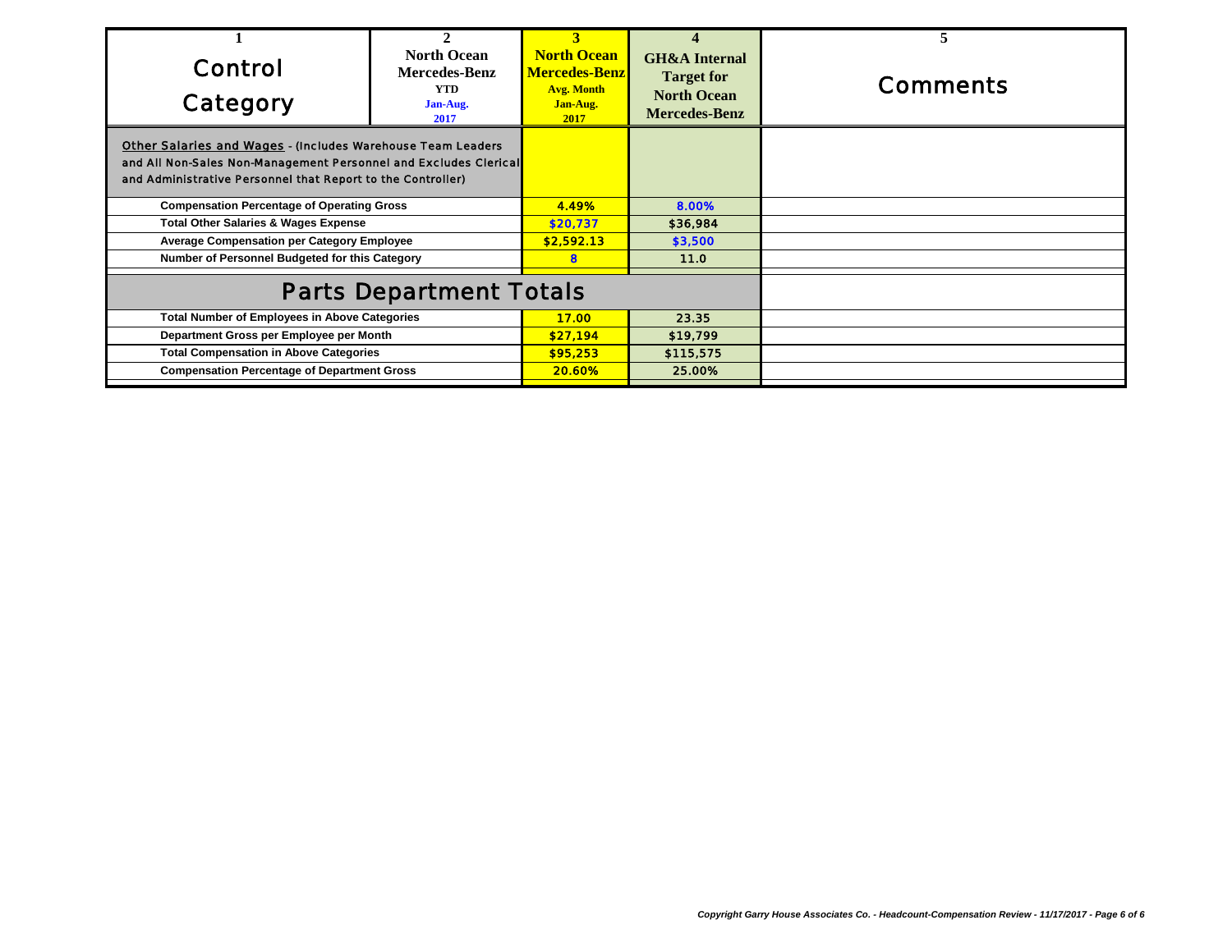| 1<br>Control Category | 2<br>North Ocean Mercedes-Benz<br>YTD<br>Jan-Aug.<br>2017 | 3<br>North Ocean Mercedes-Benz<br>Avg. Month<br>Jan-Aug.<br>2017 | 4<br>GH&A Internal Target for North Ocean Mercedes-Benz | 5<br>Comments |
|---|---|---|---|---|
| Other Salaries and Wages - (Includes Warehouse Team Leaders and All Non-Sales Non-Management Personnel and Excludes Clerical and Administrative Personnel that Report to the Controller) | | | | |
| Compensation Percentage of Operating Gross | | 4.49% | 8.00% | |
| Total Other Salaries & Wages Expense | | $20,737 | $36,984 | |
| Average Compensation per Category Employee | | $2,592.13 | $3,500 | |
| Number of Personnel Budgeted for this Category | | 8 | 11.0 | |
| **Parts Department Totals** | | | | |
| Total Number of Employees in Above Categories | | 17.00 | 23.35 | |
| Department Gross per Employee per Month | | $27,194 | $19,799 | |
| Total Compensation in Above Categories | | $95,253 | $115,575 | |
| Compensation Percentage of Department Gross | | 20.60% | 25.00% | |

*Copyright Garry House Associates Co. - Headcount-Compensation Review - 11/17/2017*